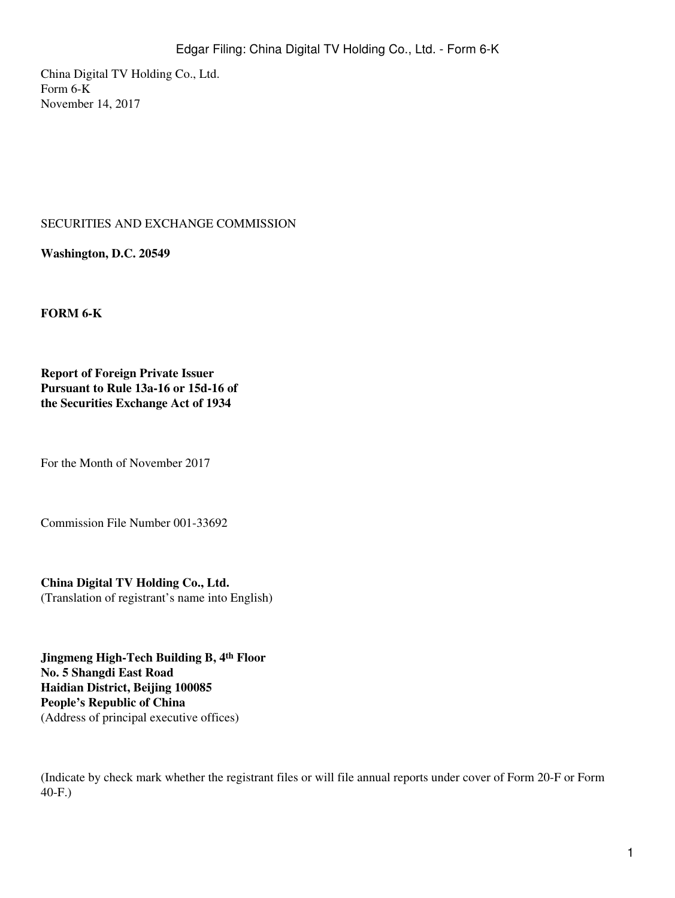China Digital TV Holding Co., Ltd.
Form 6-K
November 14, 2017

SECURITIES AND EXCHANGE COMMISSION

**Washington, D.C. 20549**

**FORM 6-K**

**Report of Foreign Private Issuer**
**Pursuant to Rule 13a-16 or 15d-16 of**
**the Securities Exchange Act of 1934**

For the Month of November 2017

Commission File Number 001-33692

**China Digital TV Holding Co., Ltd.**
(Translation of registrant's name into English)

**Jingmeng High-Tech Building B, 4th Floor**
**No. 5 Shangdi East Road**
**Haidian District, Beijing 100085**
**People's Republic of China**
(Address of principal executive offices)

(Indicate by check mark whether the registrant files or will file annual reports under cover of Form 20-F or Form 40-F.)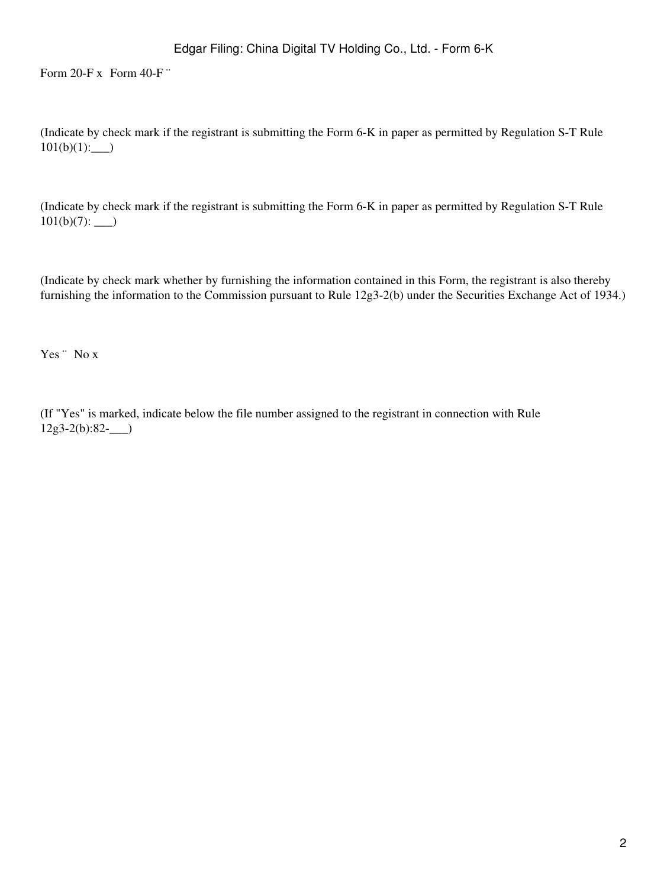Form 20-F x Form 40-F ¨

(Indicate by check mark if the registrant is submitting the Form 6-K in paper as permitted by Regulation S-T Rule 101(b)(1):___)

(Indicate by check mark if the registrant is submitting the Form 6-K in paper as permitted by Regulation S-T Rule 101(b)(7): ___)

(Indicate by check mark whether by furnishing the information contained in this Form, the registrant is also thereby furnishing the information to the Commission pursuant to Rule 12g3-2(b) under the Securities Exchange Act of 1934.)

Yes ¨ No x

(If "Yes" is marked, indicate below the file number assigned to the registrant in connection with Rule 12g3-2(b):82-___)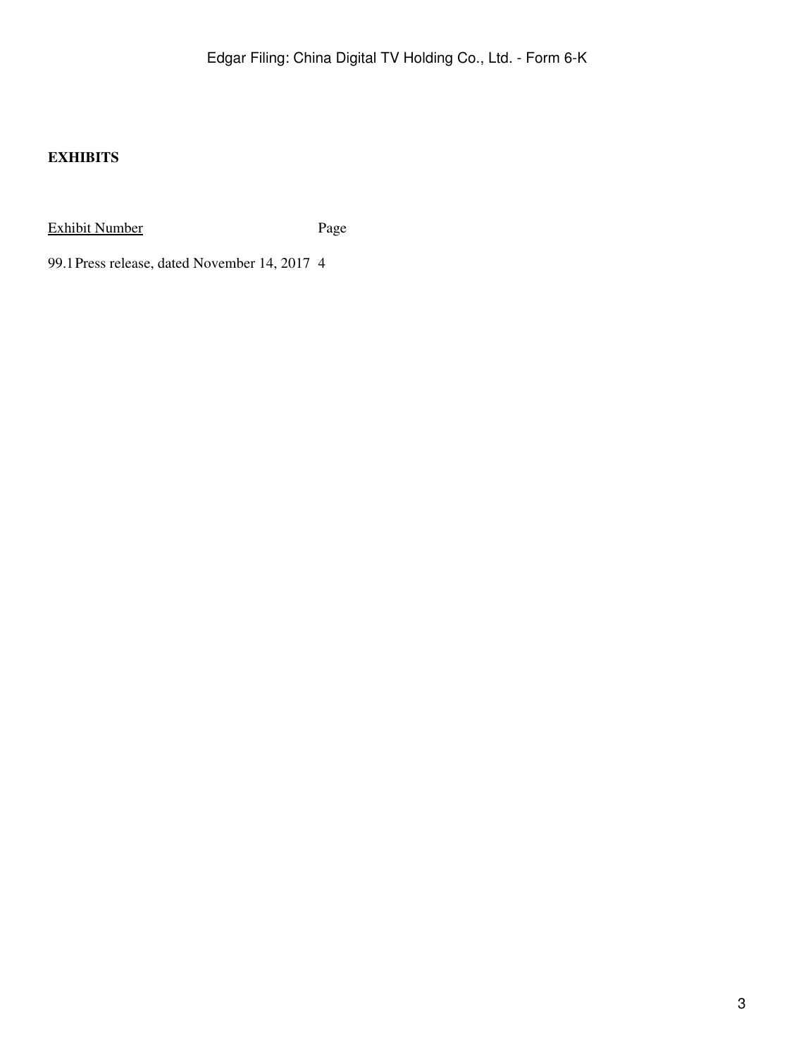**EXHIBITS**

| Exhibit Number | Page |
| --- | --- |
| 99.1 Press release, dated November 14, 2017 | 4 |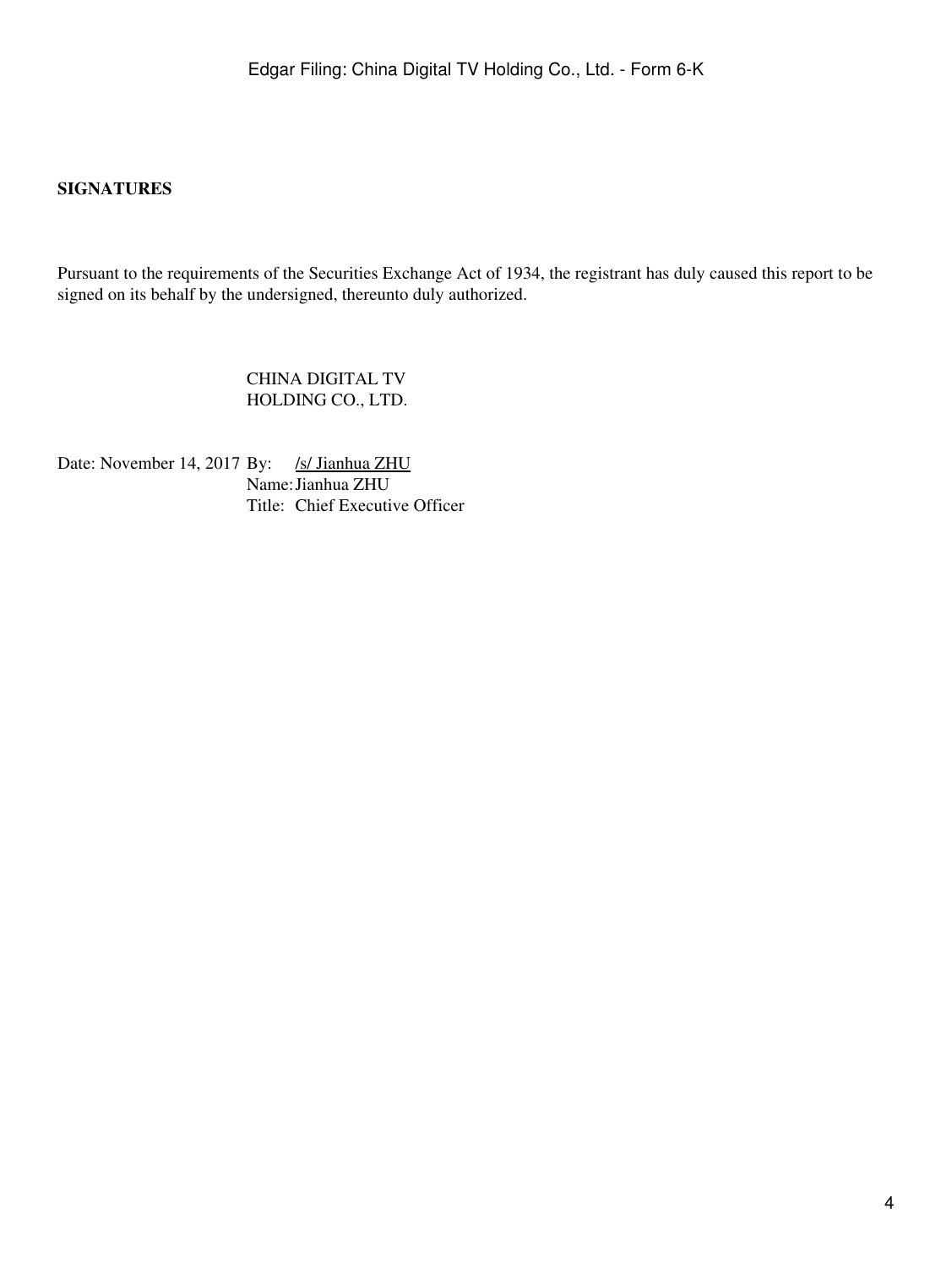**SIGNATURES**

Pursuant to the requirements of the Securities Exchange Act of 1934, the registrant has duly caused this report to be signed on its behalf by the undersigned, thereunto duly authorized.

CHINA DIGITAL TV HOLDING CO., LTD.

| | | |
|---|---|---|
| Date: November 14, 2017 | By: | /s/ Jianhua ZHU |
| | Name: | Jianhua ZHU |
| | Title: | Chief Executive Officer |